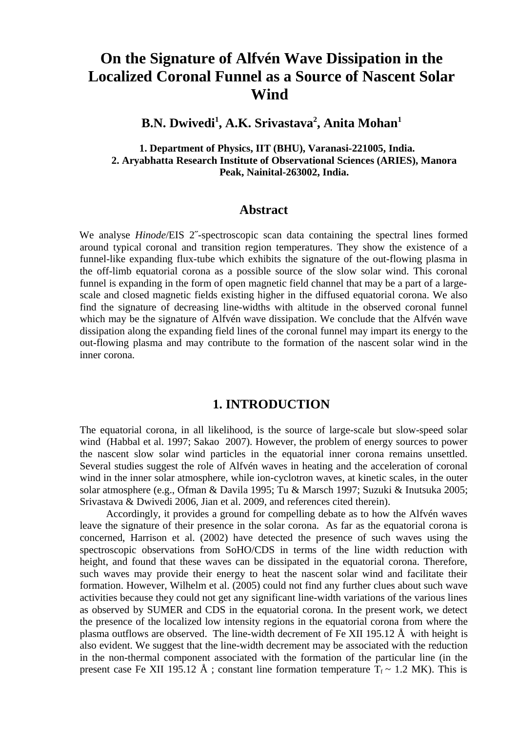# On the Signature of Alfvén Wave Dissipation in the Localized Coronal Funnel as a Source of Nascent Solar Wind

**B.N. Dwivedi[1], A.K. Srivastava[2], Anita Mohan[1]**

**1. Department of Physics, IIT (BHU), Varanasi-221005, India.**
**2. Aryabhatta Research Institute of Observational Sciences (ARIES), Manora Peak, Nainital-263002, India.**

## Abstract

We analyse *Hinode*/EIS 2″-spectroscopic scan data containing the spectral lines formed around typical coronal and transition region temperatures. They show the existence of a funnel-like expanding flux-tube which exhibits the signature of the out-flowing plasma in the off-limb equatorial corona as a possible source of the slow solar wind. This coronal funnel is expanding in the form of open magnetic field channel that may be a part of a large-scale and closed magnetic fields existing higher in the diffused equatorial corona. We also find the signature of decreasing line-widths with altitude in the observed coronal funnel which may be the signature of Alfvén wave dissipation. We conclude that the Alfvén wave dissipation along the expanding field lines of the coronal funnel may impart its energy to the out-flowing plasma and may contribute to the formation of the nascent solar wind in the inner corona.

## 1. INTRODUCTION

The equatorial corona, in all likelihood, is the source of large-scale but slow-speed solar wind (Habbal et al. 1997; Sakao 2007). However, the problem of energy sources to power the nascent slow solar wind particles in the equatorial inner corona remains unsettled. Several studies suggest the role of Alfvén waves in heating and the acceleration of coronal wind in the inner solar atmosphere, while ion-cyclotron waves, at kinetic scales, in the outer solar atmosphere (e.g., Ofman & Davila 1995; Tu & Marsch 1997; Suzuki & Inutsuka 2005; Srivastava & Dwivedi 2006, Jian et al. 2009, and references cited therein).

Accordingly, it provides a ground for compelling debate as to how the Alfvén waves leave the signature of their presence in the solar corona. As far as the equatorial corona is concerned, Harrison et al. (2002) have detected the presence of such waves using the spectroscopic observations from SoHO/CDS in terms of the line width reduction with height, and found that these waves can be dissipated in the equatorial corona. Therefore, such waves may provide their energy to heat the nascent solar wind and facilitate their formation. However, Wilhelm et al. (2005) could not find any further clues about such wave activities because they could not get any significant line-width variations of the various lines as observed by SUMER and CDS in the equatorial corona. In the present work, we detect the presence of the localized low intensity regions in the equatorial corona from where the plasma outflows are observed. The line-width decrement of Fe XII 195.12 Å with height is also evident. We suggest that the line-width decrement may be associated with the reduction in the non-thermal component associated with the formation of the particular line (in the present case Fe XII 195.12 Å ; constant line formation temperature $T_f \sim 1.2$ MK). This is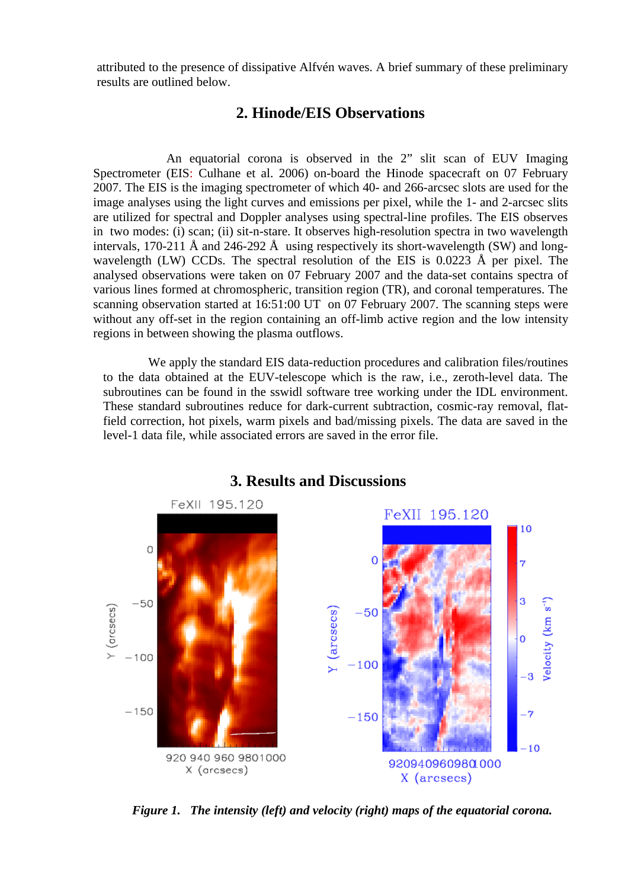attributed to the presence of dissipative Alfvén waves. A brief summary of these preliminary results are outlined below.

## 2. Hinode/EIS Observations

An equatorial corona is observed in the 2” slit scan of EUV Imaging Spectrometer (EIS: Culhane et al. 2006) on-board the Hinode spacecraft on 07 February 2007. The EIS is the imaging spectrometer of which 40- and 266-arcsec slots are used for the image analyses using the light curves and emissions per pixel, while the 1- and 2-arcsec slits are utilized for spectral and Doppler analyses using spectral-line profiles. The EIS observes in two modes: (i) scan; (ii) sit-n-stare. It observes high-resolution spectra in two wavelength intervals, 170-211 Å and 246-292 Å using respectively its short-wavelength (SW) and long-wavelength (LW) CCDs. The spectral resolution of the EIS is 0.0223 Å per pixel. The analysed observations were taken on 07 February 2007 and the data-set contains spectra of various lines formed at chromospheric, transition region (TR), and coronal temperatures. The scanning observation started at 16:51:00 UT on 07 February 2007. The scanning steps were without any off-set in the region containing an off-limb active region and the low intensity regions in between showing the plasma outflows.

We apply the standard EIS data-reduction procedures and calibration files/routines to the data obtained at the EUV-telescope which is the raw, i.e., zeroth-level data. The subroutines can be found in the sswidl software tree working under the IDL environment. These standard subroutines reduce for dark-current subtraction, cosmic-ray removal, flat-field correction, hot pixels, warm pixels and bad/missing pixels. The data are saved in the level-1 data file, while associated errors are saved in the error file.

## 3. Results and Discussions

***Figure 1.*** ***The intensity (left) and velocity (right) maps of the equatorial corona.***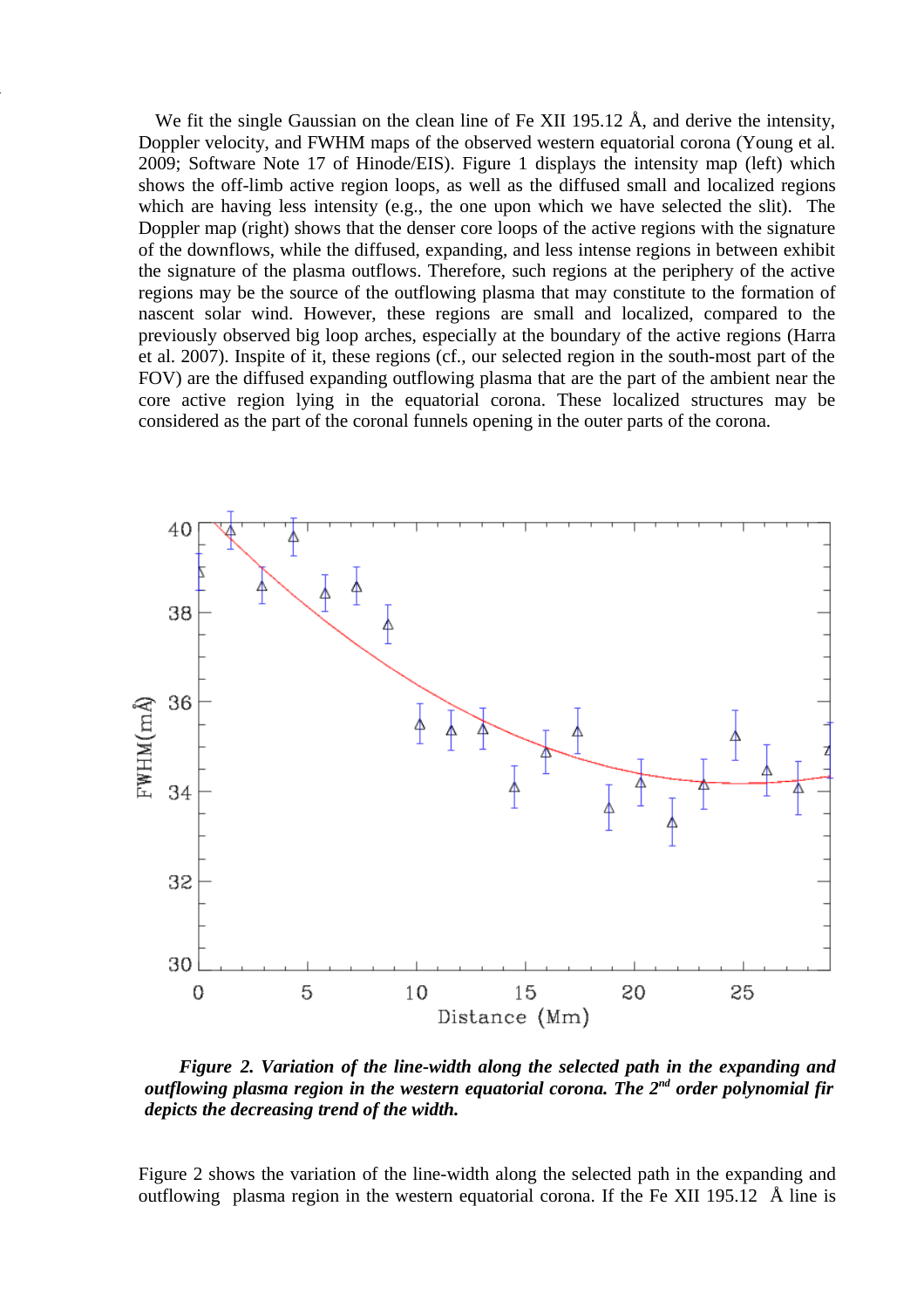We fit the single Gaussian on the clean line of Fe XII 195.12 Å, and derive the intensity, Doppler velocity, and FWHM maps of the observed western equatorial corona (Young et al. 2009; Software Note 17 of Hinode/EIS). Figure 1 displays the intensity map (left) which shows the off-limb active region loops, as well as the diffused small and localized regions which are having less intensity (e.g., the one upon which we have selected the slit). The Doppler map (right) shows that the denser core loops of the active regions with the signature of the downflows, while the diffused, expanding, and less intense regions in between exhibit the signature of the plasma outflows. Therefore, such regions at the periphery of the active regions may be the source of the outflowing plasma that may constitute to the formation of nascent solar wind. However, these regions are small and localized, compared to the previously observed big loop arches, especially at the boundary of the active regions (Harra et al. 2007). Inspite of it, these regions (cf., our selected region in the south-most part of the FOV) are the diffused expanding outflowing plasma that are the part of the ambient near the core active region lying in the equatorial corona. These localized structures may be considered as the part of the coronal funnels opening in the outer parts of the corona.

***Figure 2. Variation of the line-width along the selected path in the expanding and outflowing plasma region in the western equatorial corona. The 2nd order polynomial fir depicts the decreasing trend of the width.***

Figure 2 shows the variation of the line-width along the selected path in the expanding and outflowing plasma region in the western equatorial corona. If the Fe XII 195.12 Å line is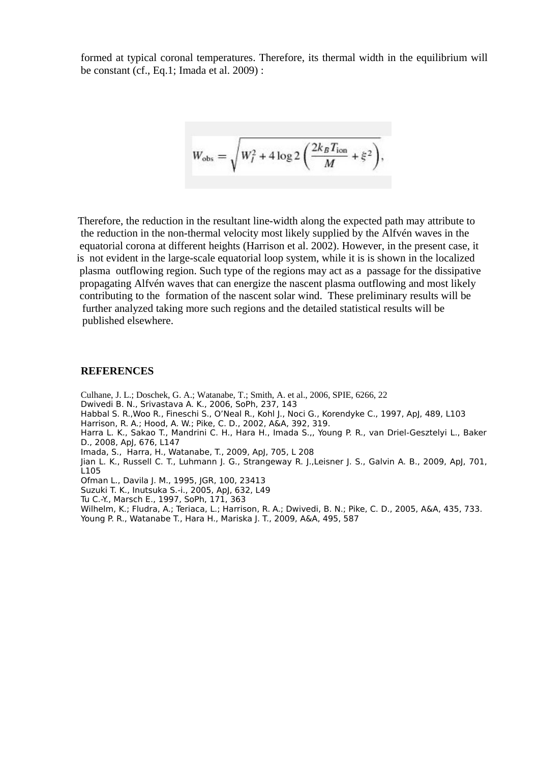formed at typical coronal temperatures. Therefore, its thermal width in the equilibrium will be constant (cf., Eq.1; Imada et al. 2009) :

$$W_{\rm obs} = \sqrt{W_I^2 + 4\log 2\left(\frac{2k_B T_{\rm ion}}{M} + \xi^2\right)},$$

Therefore, the reduction in the resultant line-width along the expected path may attribute to the reduction in the non-thermal velocity most likely supplied by the Alfvén waves in the equatorial corona at different heights (Harrison et al. 2002). However, in the present case, it is not evident in the large-scale equatorial loop system, while it is is shown in the localized plasma outflowing region. Such type of the regions may act as a passage for the dissipative propagating Alfvén waves that can energize the nascent plasma outflowing and most likely contributing to the formation of the nascent solar wind. These preliminary results will be further analyzed taking more such regions and the detailed statistical results will be published elsewhere.

**REFERENCES**

Culhane, J. L.; Doschek, G. A.; Watanabe, T.; Smith, A. et al., 2006, SPIE, 6266, 22
Dwivedi B. N., Srivastava A. K., 2006, SoPh, 237, 143
Habbal S. R.,Woo R., Fineschi S., O'Neal R., Kohl J., Noci G., Korendyke C., 1997, ApJ, 489, L103
Harrison, R. A.; Hood, A. W.; Pike, C. D., 2002, A&A, 392, 319.
Harra L. K., Sakao T., Mandrini C. H., Hara H., Imada S.,, Young P. R., van Driel-Gesztelyi L., Baker D., 2008, ApJ, 676, L147
Imada, S., Harra, H., Watanabe, T., 2009, ApJ, 705, L 208
Jian L. K., Russell C. T., Luhmann J. G., Strangeway R. J.,Leisner J. S., Galvin A. B., 2009, ApJ, 701, L105
Ofman L., Davila J. M., 1995, JGR, 100, 23413
Suzuki T. K., Inutsuka S.-i., 2005, ApJ, 632, L49
Tu C.-Y., Marsch E., 1997, SoPh, 171, 363
Wilhelm, K.; Fludra, A.; Teriaca, L.; Harrison, R. A.; Dwivedi, B. N.; Pike, C. D., 2005, A&A, 435, 733.
Young P. R., Watanabe T., Hara H., Mariska J. T., 2009, A&A, 495, 587